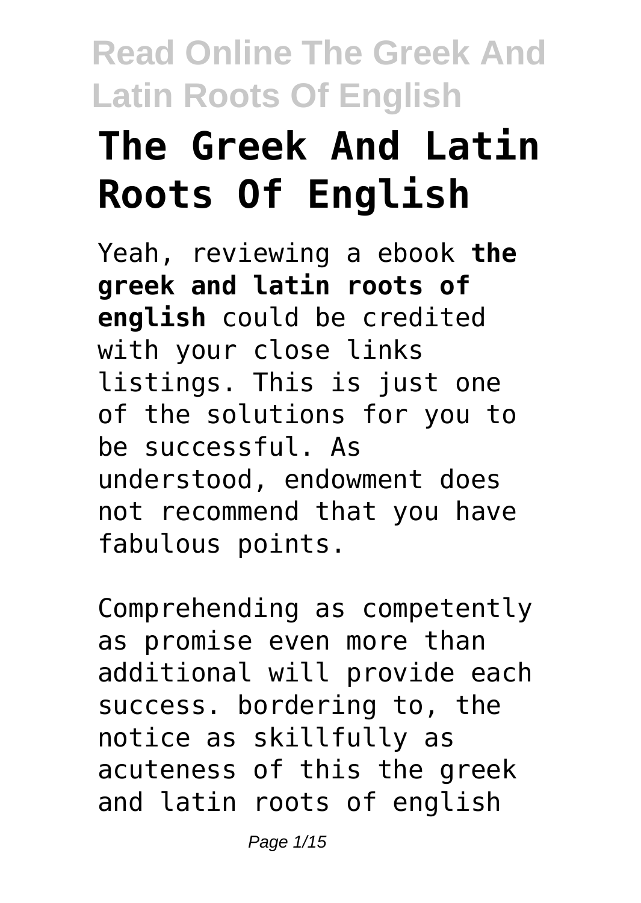# The Greek And Latin Roots Of English

Yeah, reviewing a ebook **the greek and latin roots of english** could be credited with your close links listings. This is just one of the solutions for you to be successful. As understood, endowment does not recommend that you have fabulous points.

Comprehending as competently as promise even more than additional will provide each success. bordering to, the notice as skillfully as acuteness of this the greek and latin roots of english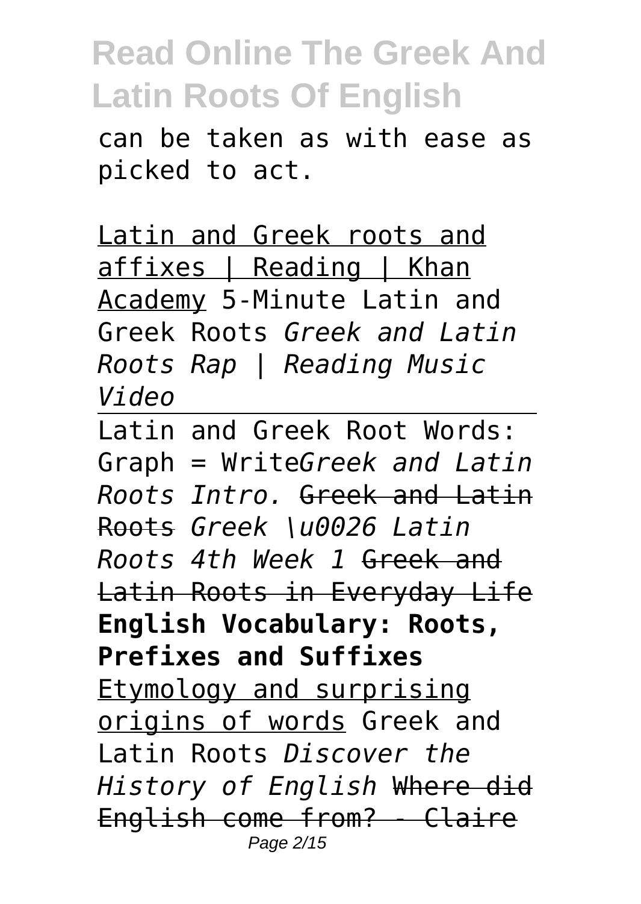can be taken as with ease as picked to act.

Latin and Greek roots and affixes | Reading | Khan Academy 5-Minute Latin and Greek Roots *Greek and Latin Roots Rap | Reading Music Video*

Latin and Greek Root Words: Graph = Write*Greek and Latin Roots Intro.* ~~Greek and Latin Roots~~ *Greek \u0026 Latin Roots 4th Week 1* ~~Greek and Latin Roots in Everyday Life~~ **English Vocabulary: Roots, Prefixes and Suffixes** Etymology and surprising origins of words Greek and Latin Roots *Discover the History of English* ~~Where did English come from? - Claire~~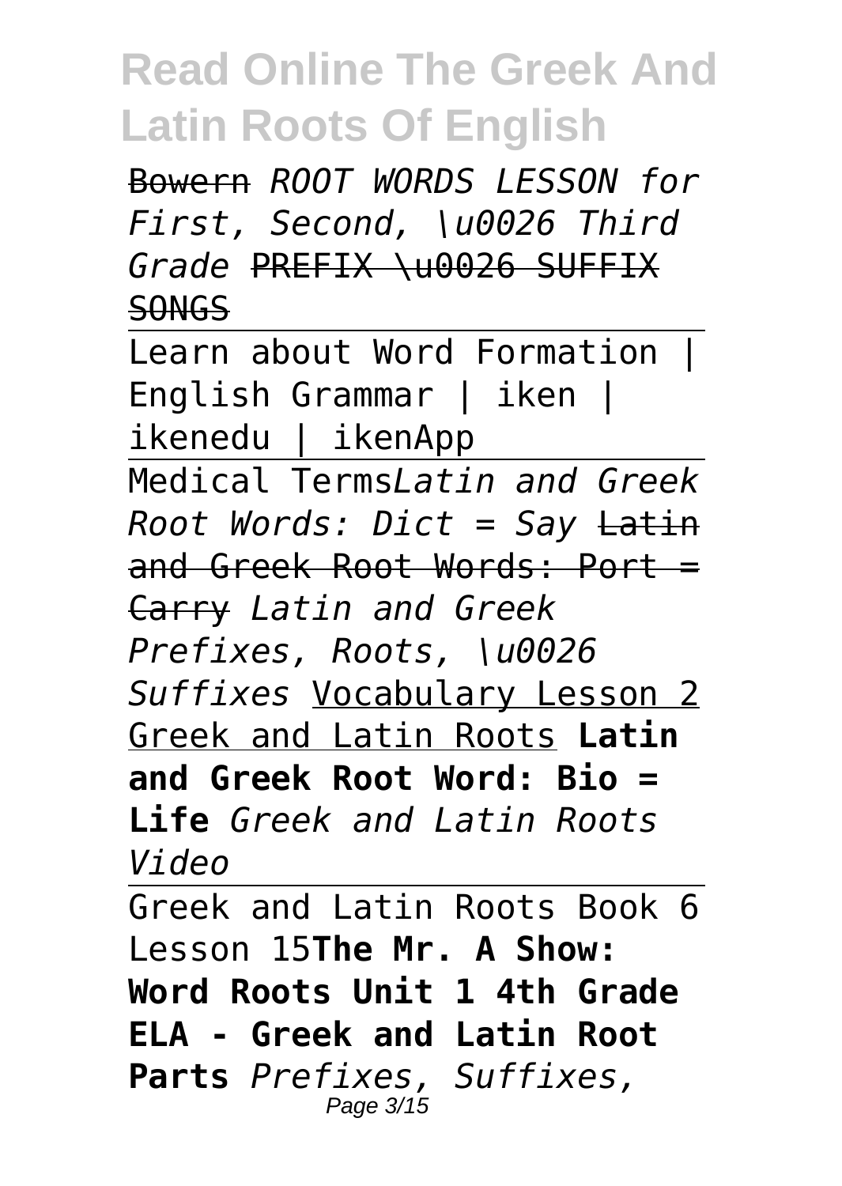Bowern *ROOT WORDS LESSON for First, Second, \u0026 Third Grade* ~~PREFIX \u0026 SUFFIX SONGS~~

Learn about Word Formation | English Grammar | iken | ikenedu | ikenApp

Medical Terms*Latin and Greek Root Words: Dict = Say* ~~Latin and Greek Root Words: Port = Carry~~ *Latin and Greek Prefixes, Roots, \u0026 Suffixes* Vocabulary Lesson 2 Greek and Latin Roots **Latin and Greek Root Word: Bio = Life** *Greek and Latin Roots Video*

Greek and Latin Roots Book 6 Lesson 15**The Mr. A Show: Word Roots Unit 1 4th Grade ELA - Greek and Latin Root Parts** *Prefixes, Suffixes,*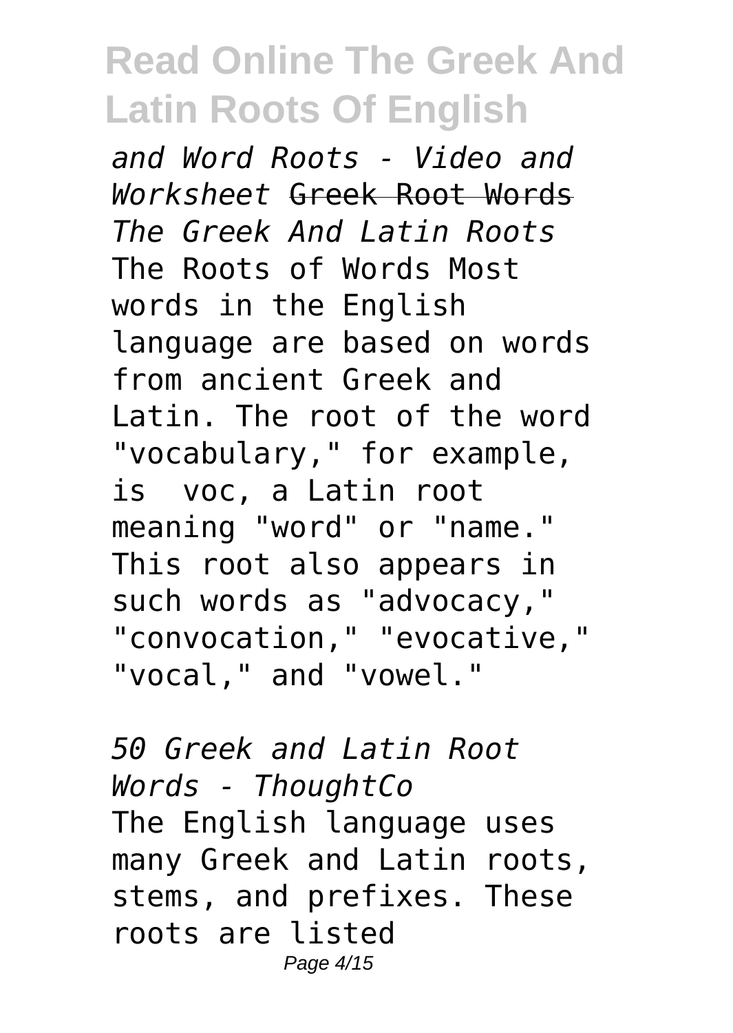*and Word Roots - Video and Worksheet* ~~Greek Root Words~~

*The Greek And Latin Roots*

The Roots of Words Most words in the English language are based on words from ancient Greek and Latin. The root of the word "vocabulary," for example, is  voc, a Latin root meaning "word" or "name." This root also appears in such words as "advocacy," "convocation," "evocative," "vocal," and "vowel."

*50 Greek and Latin Root Words - ThoughtCo*

The English language uses many Greek and Latin roots, stems, and prefixes. These roots are listed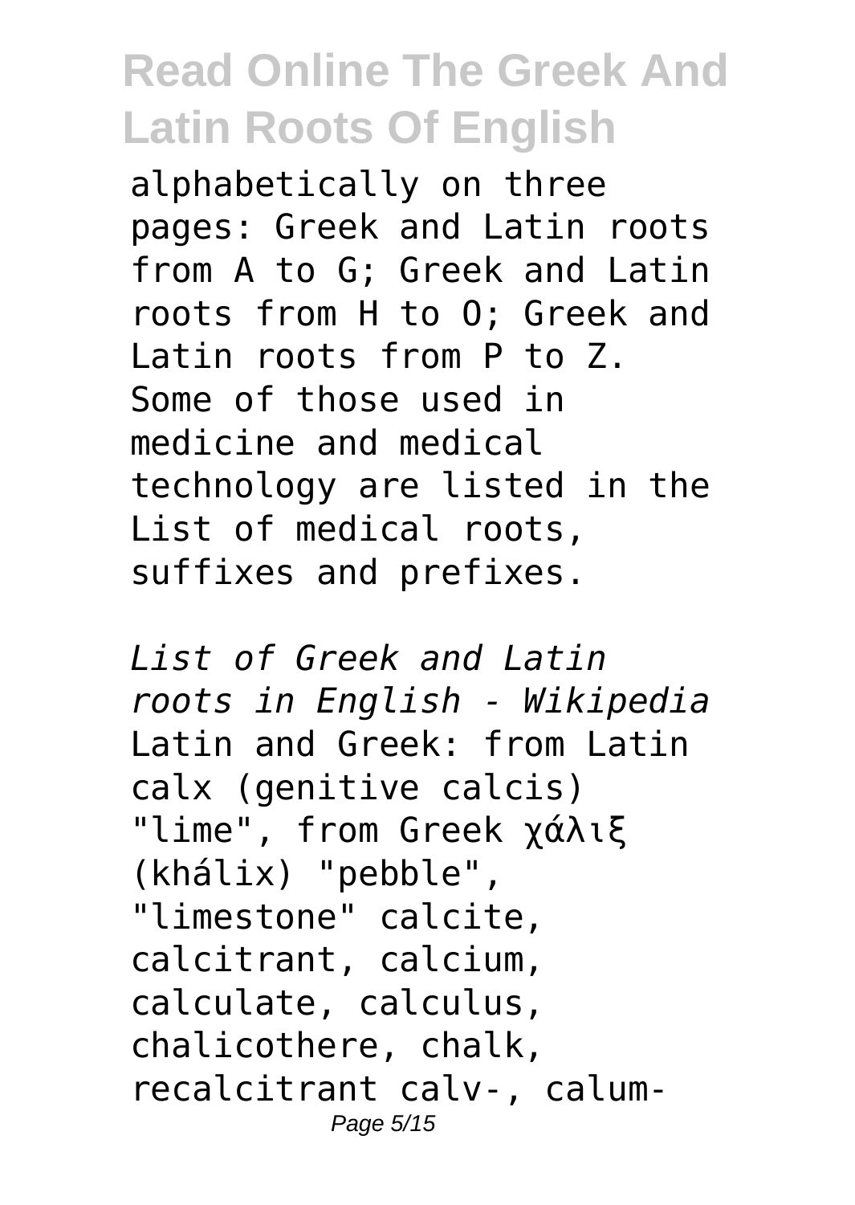alphabetically on three pages: Greek and Latin roots from A to G; Greek and Latin roots from H to O; Greek and Latin roots from P to Z. Some of those used in medicine and medical technology are listed in the List of medical roots, suffixes and prefixes.

*List of Greek and Latin roots in English - Wikipedia*
Latin and Greek: from Latin calx (genitive calcis) "lime", from Greek χάλιξ (khálix) "pebble", "limestone" calcite, calcitrant, calcium, calculate, calculus, chalicothere, chalk, recalcitrant calv-, calum-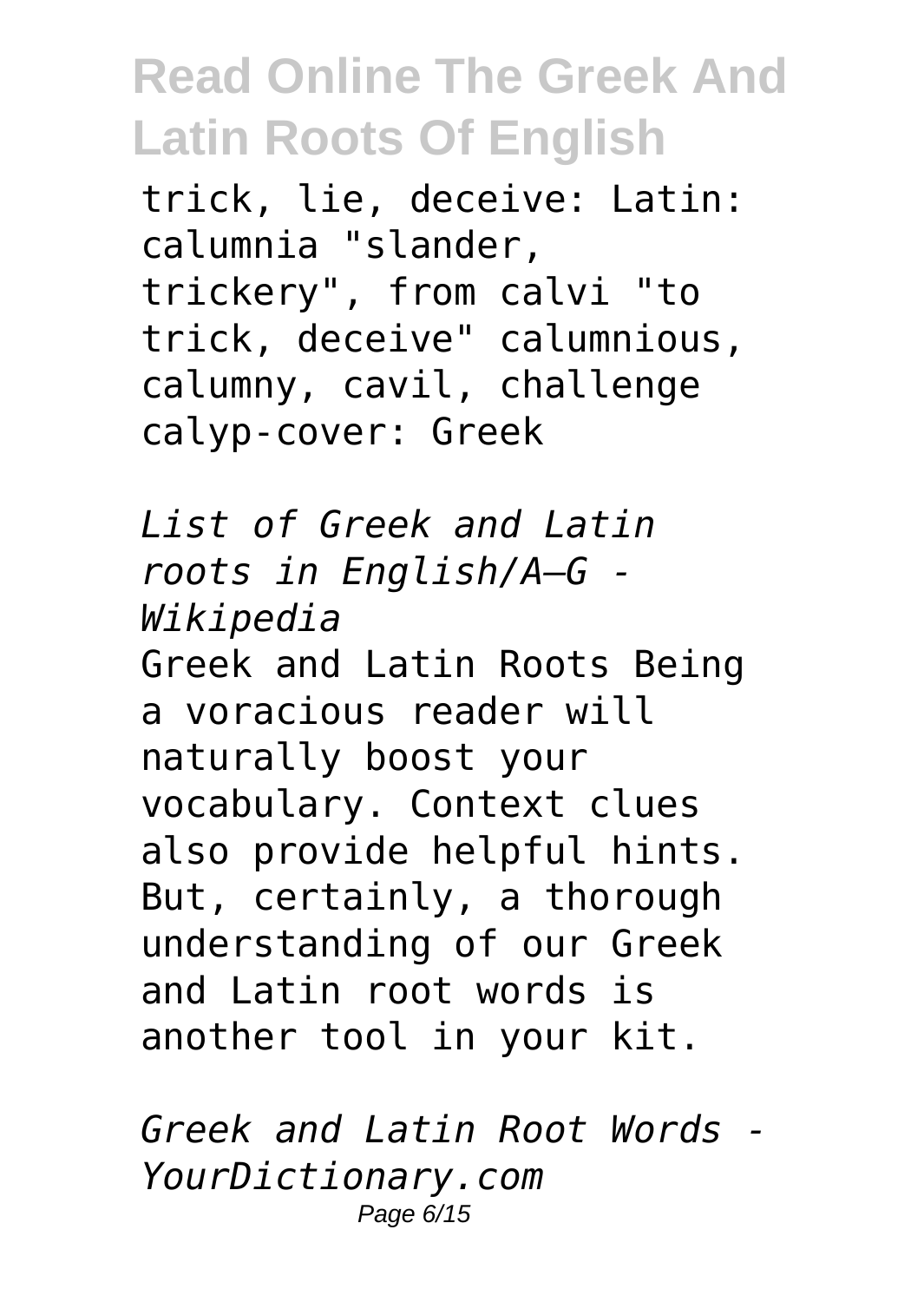trick, lie, deceive: Latin: calumnia "slander, trickery", from calvi "to trick, deceive" calumnious, calumny, cavil, challenge calyp-cover: Greek

*List of Greek and Latin roots in English/A–G - Wikipedia*

Greek and Latin Roots Being a voracious reader will naturally boost your vocabulary. Context clues also provide helpful hints. But, certainly, a thorough understanding of our Greek and Latin root words is another tool in your kit.

*Greek and Latin Root Words - YourDictionary.com*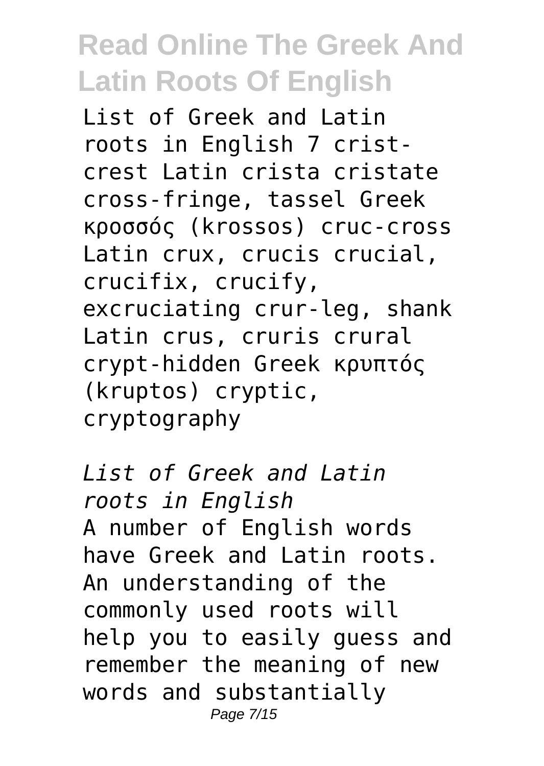List of Greek and Latin roots in English 7 crist-crest Latin crista cristate cross-fringe, tassel Greek κροσσός (krossos) cruc-cross Latin crux, crucis crucial, crucifix, crucify, excruciating crur-leg, shank Latin crus, cruris crural crypt-hidden Greek κρυπτός (kruptos) cryptic, cryptography

*List of Greek and Latin roots in English*

A number of English words have Greek and Latin roots. An understanding of the commonly used roots will help you to easily guess and remember the meaning of new words and substantially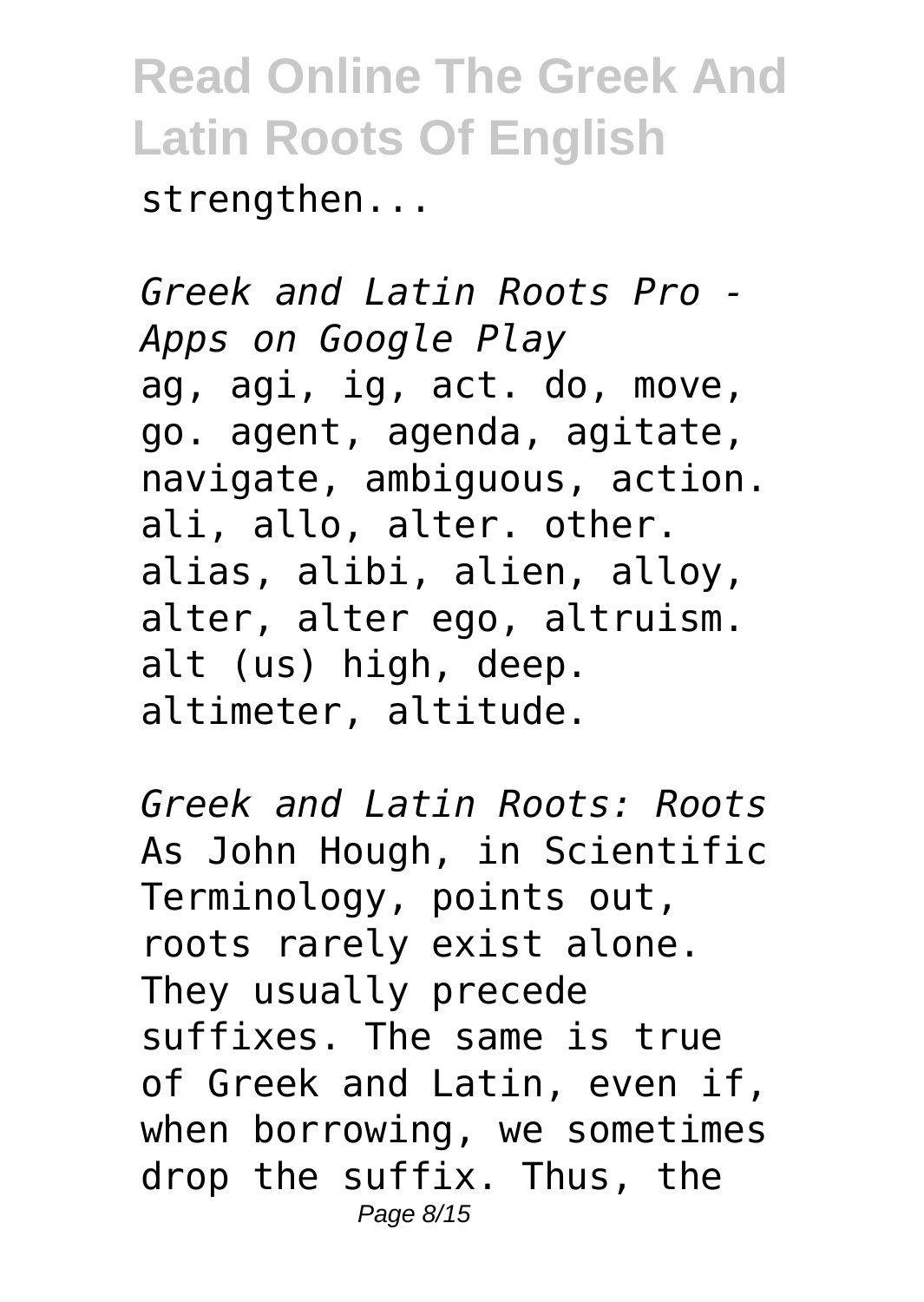strengthen...

*Greek and Latin Roots Pro - Apps on Google Play*
ag, agi, ig, act. do, move, go. agent, agenda, agitate, navigate, ambiguous, action. ali, allo, alter. other. alias, alibi, alien, alloy, alter, alter ego, altruism. alt (us) high, deep. altimeter, altitude.

*Greek and Latin Roots: Roots*
As John Hough, in Scientific Terminology, points out, roots rarely exist alone. They usually precede suffixes. The same is true of Greek and Latin, even if, when borrowing, we sometimes drop the suffix. Thus, the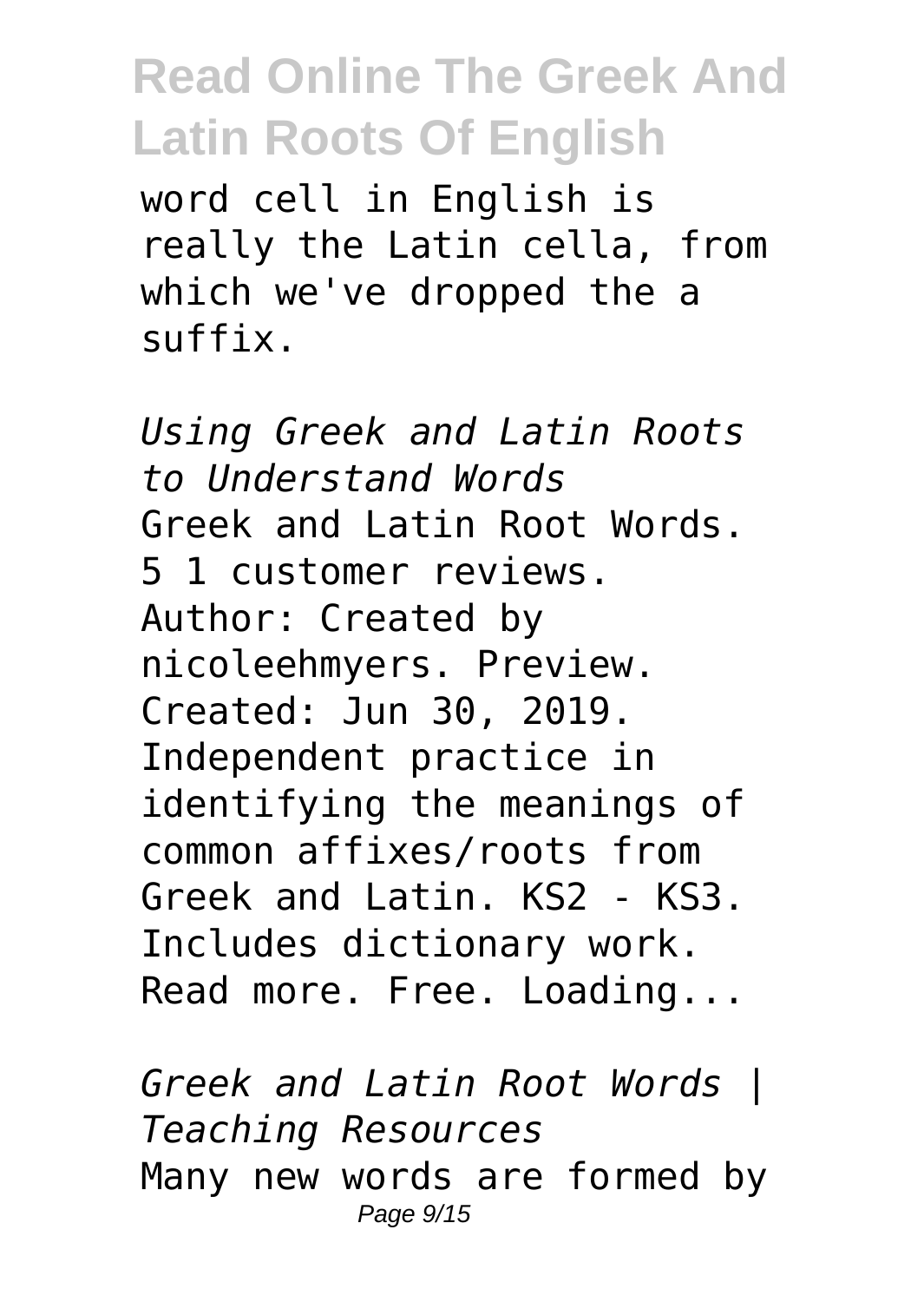word cell in English is really the Latin cella, from which we've dropped the a suffix.

*Using Greek and Latin Roots to Understand Words*
Greek and Latin Root Words. 5 1 customer reviews. Author: Created by nicoleehmyers. Preview. Created: Jun 30, 2019. Independent practice in identifying the meanings of common affixes/roots from Greek and Latin. KS2 - KS3. Includes dictionary work. Read more. Free. Loading...

*Greek and Latin Root Words | Teaching Resources*
Many new words are formed by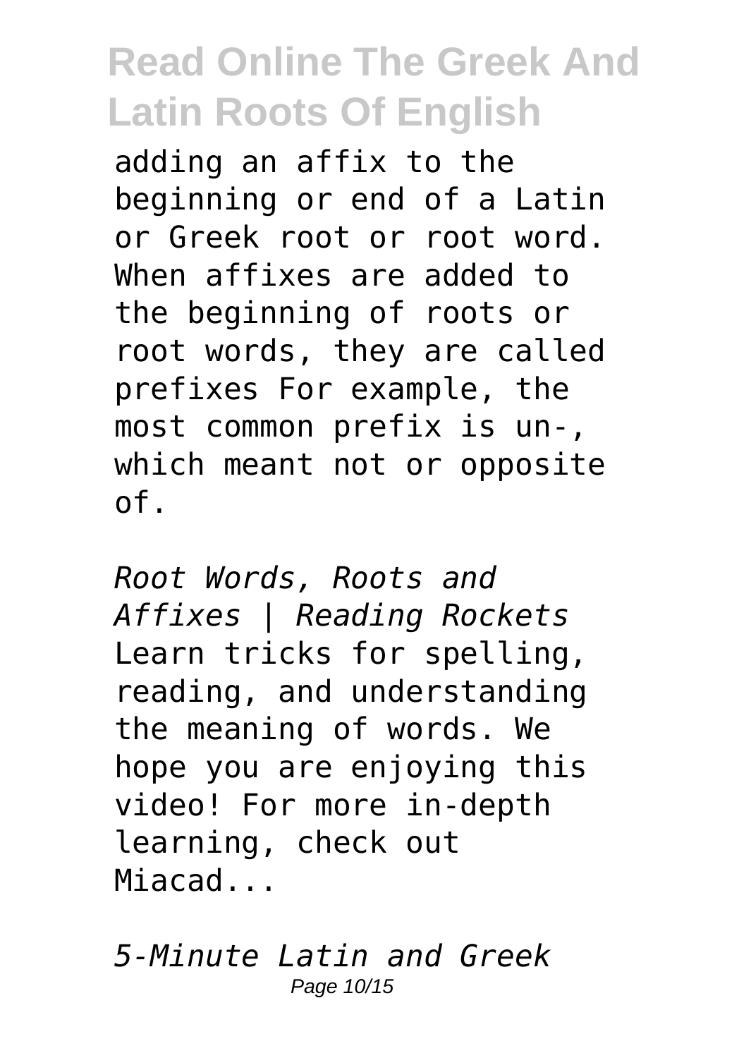adding an affix to the beginning or end of a Latin or Greek root or root word. When affixes are added to the beginning of roots or root words, they are called prefixes For example, the most common prefix is un-, which meant not or opposite of.

*Root Words, Roots and Affixes | Reading Rockets*
Learn tricks for spelling, reading, and understanding the meaning of words. We hope you are enjoying this video! For more in-depth learning, check out Miacad...

*5-Minute Latin and Greek*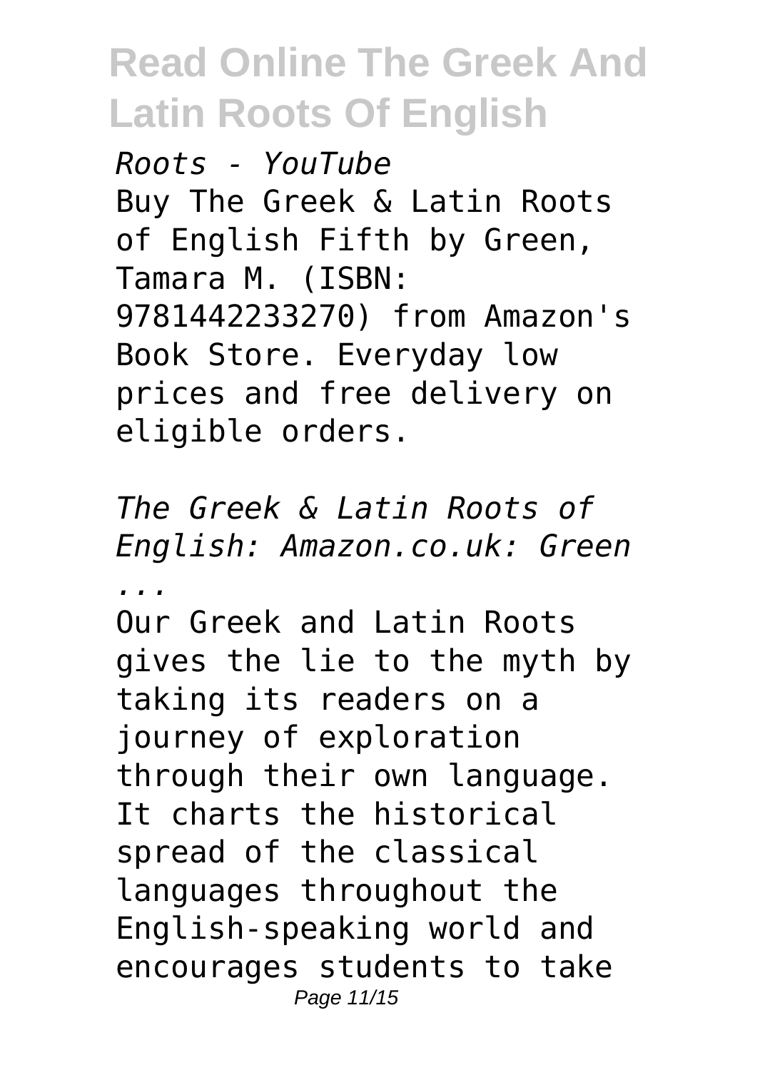*Roots - YouTube*

Buy The Greek & Latin Roots of English Fifth by Green, Tamara M. (ISBN: 9781442233270) from Amazon's Book Store. Everyday low prices and free delivery on eligible orders.

*The Greek & Latin Roots of English: Amazon.co.uk: Green ...*

Our Greek and Latin Roots gives the lie to the myth by taking its readers on a journey of exploration through their own language. It charts the historical spread of the classical languages throughout the English-speaking world and encourages students to take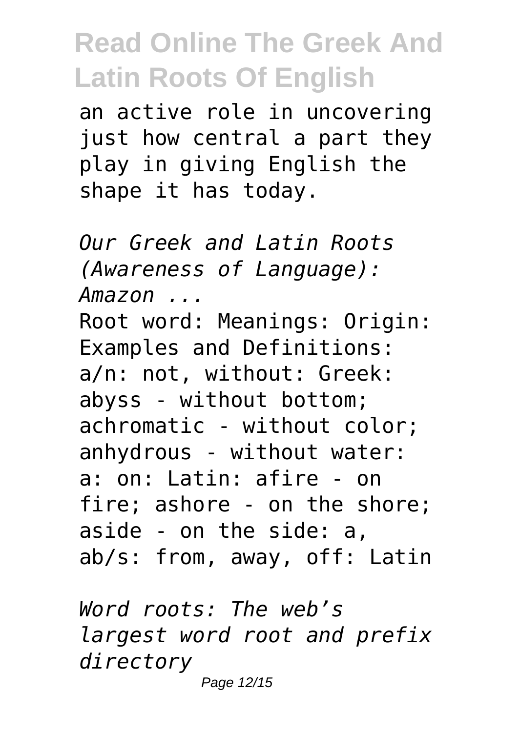an active role in uncovering just how central a part they play in giving English the shape it has today.

*Our Greek and Latin Roots (Awareness of Language): Amazon ...*

Root word: Meanings: Origin: Examples and Definitions: a/n: not, without: Greek: abyss - without bottom; achromatic - without color; anhydrous - without water: a: on: Latin: afire - on fire; ashore - on the shore; aside - on the side: a, ab/s: from, away, off: Latin

*Word roots: The web's largest word root and prefix directory*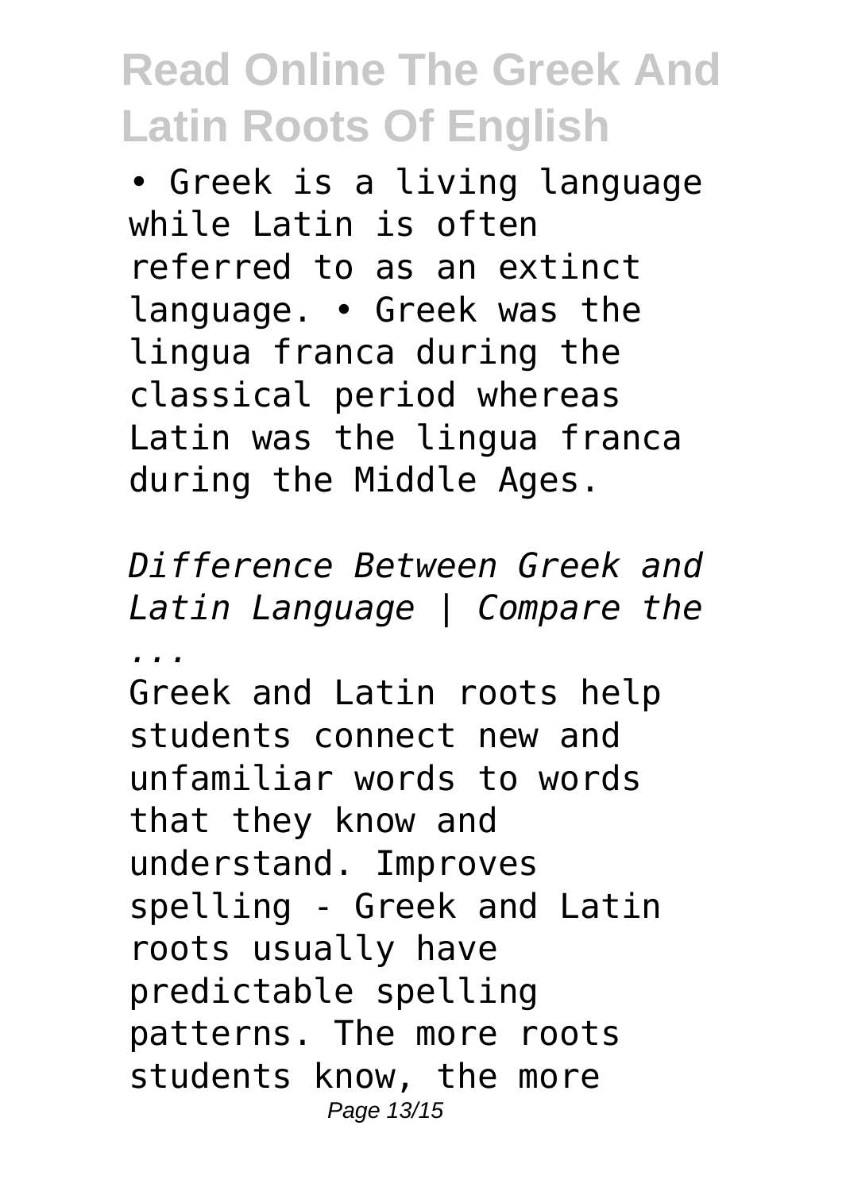• Greek is a living language while Latin is often referred to as an extinct language. • Greek was the lingua franca during the classical period whereas Latin was the lingua franca during the Middle Ages.

*Difference Between Greek and Latin Language | Compare the ...*

Greek and Latin roots help students connect new and unfamiliar words to words that they know and understand. Improves spelling - Greek and Latin roots usually have predictable spelling patterns. The more roots students know, the more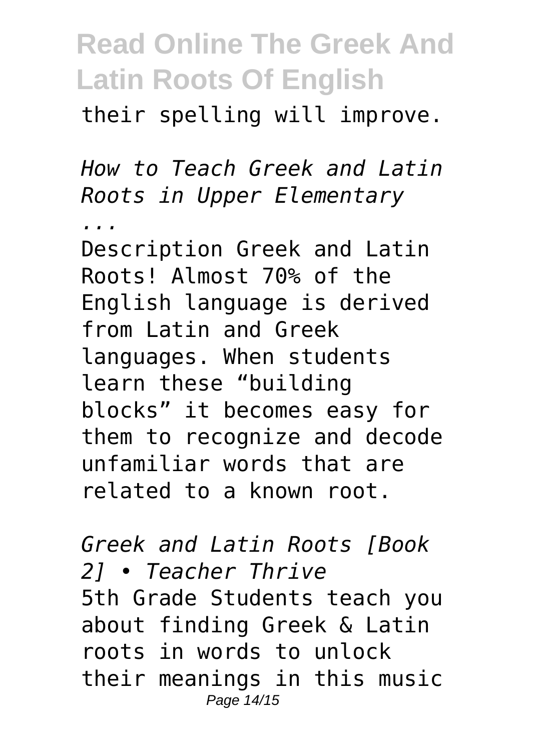their spelling will improve.

*How to Teach Greek and Latin Roots in Upper Elementary ...*

Description Greek and Latin Roots! Almost 70% of the English language is derived from Latin and Greek languages. When students learn these “building blocks” it becomes easy for them to recognize and decode unfamiliar words that are related to a known root.

*Greek and Latin Roots [Book 2] • Teacher Thrive*

5th Grade Students teach you about finding Greek & Latin roots in words to unlock their meanings in this music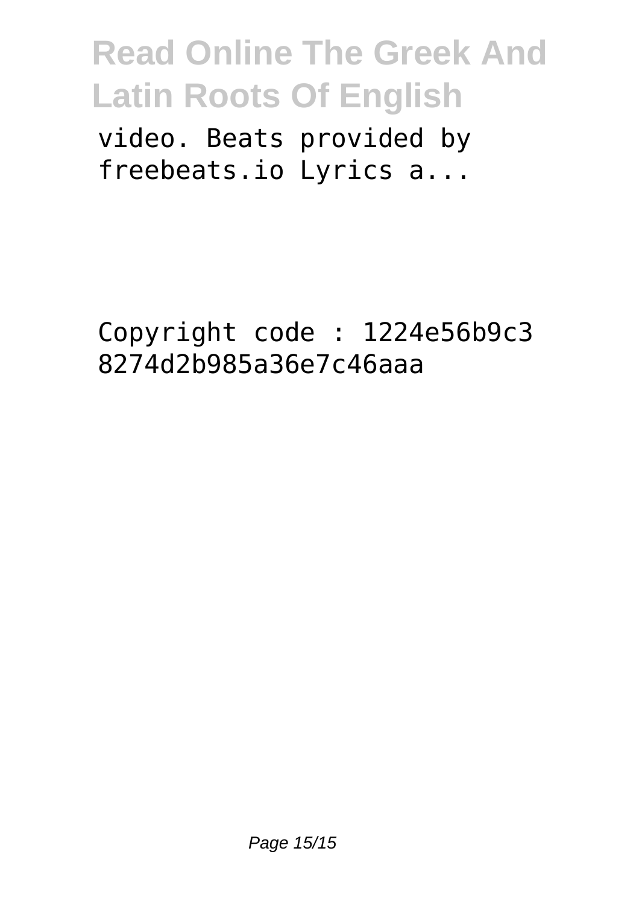video. Beats provided by freebeats.io Lyrics a...

Copyright code : 1224e56b9c38274d2b985a36e7c46aaa